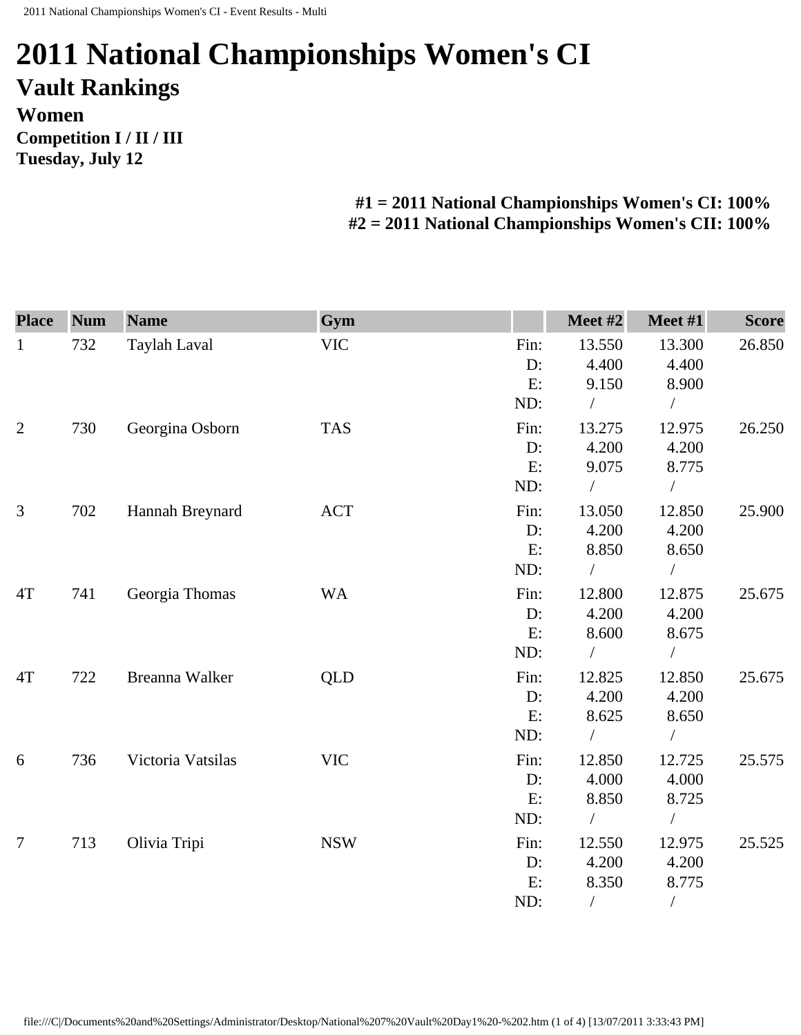# 2011 National Championships Women's CI

## Vault Rankings

### Women

**Competition I / II / III**

**Tuesday, July 12**

**#1 = 2011 National Championships Women's CI: 100%**
**#2 = 2011 National Championships Women's CII: 100%**

| Place | Num | Name | Gym | | Meet #2 | Meet #1 | Score |
|---|---|---|---|---|---|---|---|
| 1 | 732 | Taylah Laval | VIC | Fin: | 13.550 | 13.300 | 26.850 |
| | | | | D: | 4.400 | 4.400 | |
| | | | | E: | 9.150 | 8.900 | |
| | | | | ND: | / | / | |
| 2 | 730 | Georgina Osborn | TAS | Fin: | 13.275 | 12.975 | 26.250 |
| | | | | D: | 4.200 | 4.200 | |
| | | | | E: | 9.075 | 8.775 | |
| | | | | ND: | / | / | |
| 3 | 702 | Hannah Breynard | ACT | Fin: | 13.050 | 12.850 | 25.900 |
| | | | | D: | 4.200 | 4.200 | |
| | | | | E: | 8.850 | 8.650 | |
| | | | | ND: | / | / | |
| 4T | 741 | Georgia Thomas | WA | Fin: | 12.800 | 12.875 | 25.675 |
| | | | | D: | 4.200 | 4.200 | |
| | | | | E: | 8.600 | 8.675 | |
| | | | | ND: | / | / | |
| 4T | 722 | Breanna Walker | QLD | Fin: | 12.825 | 12.850 | 25.675 |
| | | | | D: | 4.200 | 4.200 | |
| | | | | E: | 8.625 | 8.650 | |
| | | | | ND: | / | / | |
| 6 | 736 | Victoria Vatsilas | VIC | Fin: | 12.850 | 12.725 | 25.575 |
| | | | | D: | 4.000 | 4.000 | |
| | | | | E: | 8.850 | 8.725 | |
| | | | | ND: | / | / | |
| 7 | 713 | Olivia Tripi | NSW | Fin: | 12.550 | 12.975 | 25.525 |
| | | | | D: | 4.200 | 4.200 | |
| | | | | E: | 8.350 | 8.775 | |
| | | | | ND: | / | / | |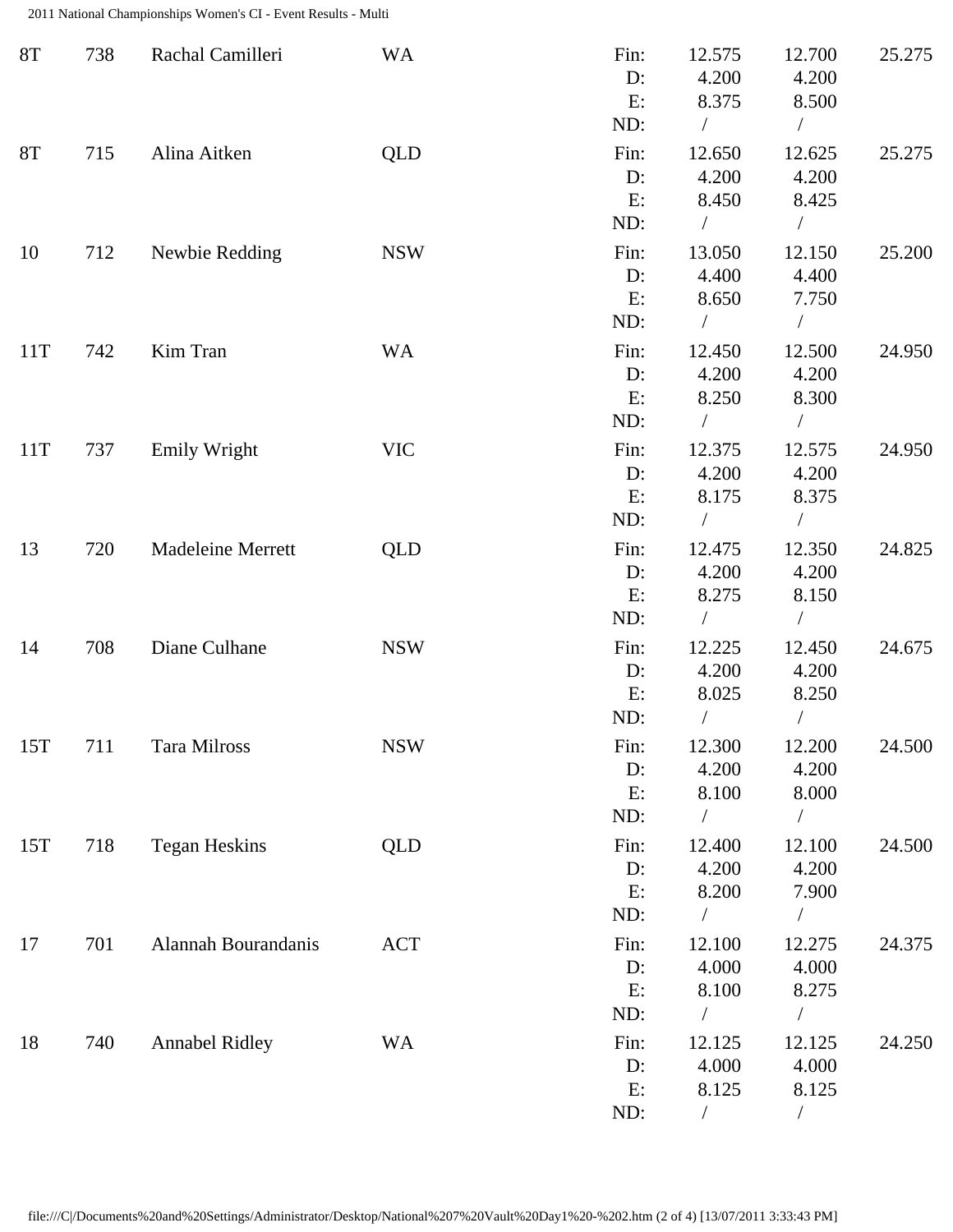| | | | | | | | |
|---|---|---|---|---|---|---|---|
| 8T | 738 | Rachal Camilleri | WA | Fin: | 12.575 | 12.700 | 25.275 |
| | | | | D: | 4.200 | 4.200 | |
| | | | | E: | 8.375 | 8.500 | |
| | | | | ND: | / | / | |
| 8T | 715 | Alina Aitken | QLD | Fin: | 12.650 | 12.625 | 25.275 |
| | | | | D: | 4.200 | 4.200 | |
| | | | | E: | 8.450 | 8.425 | |
| | | | | ND: | / | / | |
| 10 | 712 | Newbie Redding | NSW | Fin: | 13.050 | 12.150 | 25.200 |
| | | | | D: | 4.400 | 4.400 | |
| | | | | E: | 8.650 | 7.750 | |
| | | | | ND: | / | / | |
| 11T | 742 | Kim Tran | WA | Fin: | 12.450 | 12.500 | 24.950 |
| | | | | D: | 4.200 | 4.200 | |
| | | | | E: | 8.250 | 8.300 | |
| | | | | ND: | / | / | |
| 11T | 737 | Emily Wright | VIC | Fin: | 12.375 | 12.575 | 24.950 |
| | | | | D: | 4.200 | 4.200 | |
| | | | | E: | 8.175 | 8.375 | |
| | | | | ND: | / | / | |
| 13 | 720 | Madeleine Merrett | QLD | Fin: | 12.475 | 12.350 | 24.825 |
| | | | | D: | 4.200 | 4.200 | |
| | | | | E: | 8.275 | 8.150 | |
| | | | | ND: | / | / | |
| 14 | 708 | Diane Culhane | NSW | Fin: | 12.225 | 12.450 | 24.675 |
| | | | | D: | 4.200 | 4.200 | |
| | | | | E: | 8.025 | 8.250 | |
| | | | | ND: | / | / | |
| 15T | 711 | Tara Milross | NSW | Fin: | 12.300 | 12.200 | 24.500 |
| | | | | D: | 4.200 | 4.200 | |
| | | | | E: | 8.100 | 8.000 | |
| | | | | ND: | / | / | |
| 15T | 718 | Tegan Heskins | QLD | Fin: | 12.400 | 12.100 | 24.500 |
| | | | | D: | 4.200 | 4.200 | |
| | | | | E: | 8.200 | 7.900 | |
| | | | | ND: | / | / | |
| 17 | 701 | Alannah Bourandanis | ACT | Fin: | 12.100 | 12.275 | 24.375 |
| | | | | D: | 4.000 | 4.000 | |
| | | | | E: | 8.100 | 8.275 | |
| | | | | ND: | / | / | |
| 18 | 740 | Annabel Ridley | WA | Fin: | 12.125 | 12.125 | 24.250 |
| | | | | D: | 4.000 | 4.000 | |
| | | | | E: | 8.125 | 8.125 | |
| | | | | ND: | / | / | |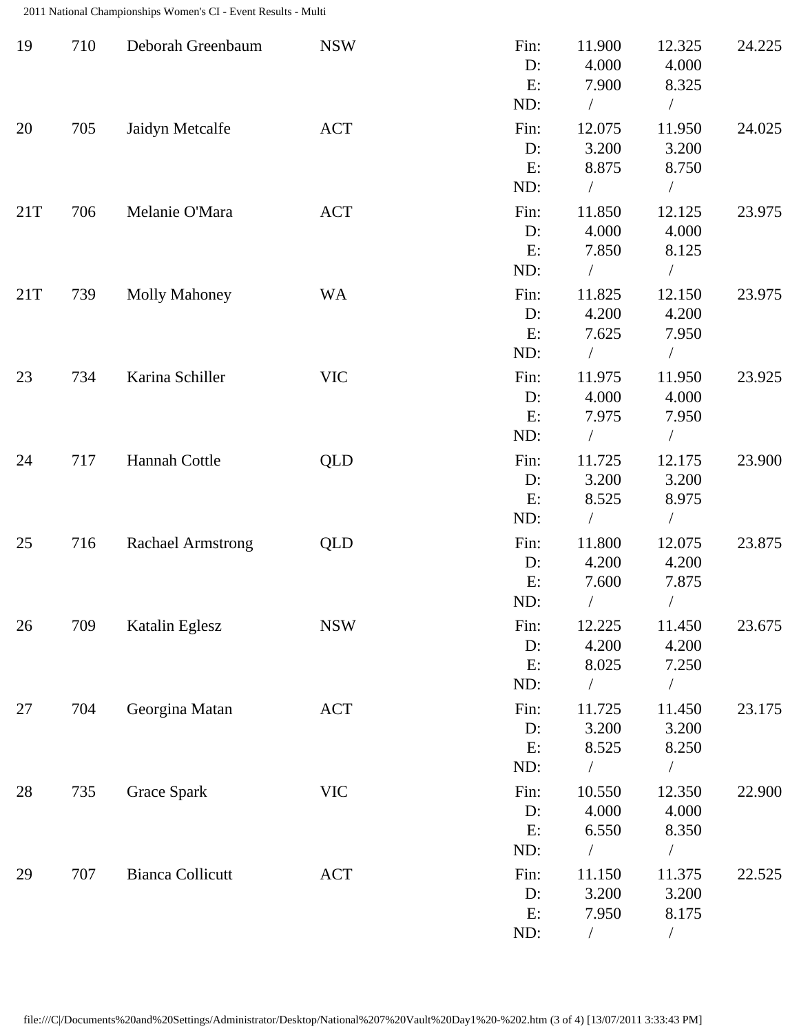| | | | | | | | |
|---|---|---|---|---|---|---|---|
| 19 | 710 | Deborah Greenbaum | NSW | Fin: | 11.900 | 12.325 | 24.225 |
| | | | | D: | 4.000 | 4.000 | |
| | | | | E: | 7.900 | 8.325 | |
| | | | | ND: | / | / | |
| 20 | 705 | Jaidyn Metcalfe | ACT | Fin: | 12.075 | 11.950 | 24.025 |
| | | | | D: | 3.200 | 3.200 | |
| | | | | E: | 8.875 | 8.750 | |
| | | | | ND: | / | / | |
| 21T | 706 | Melanie O'Mara | ACT | Fin: | 11.850 | 12.125 | 23.975 |
| | | | | D: | 4.000 | 4.000 | |
| | | | | E: | 7.850 | 8.125 | |
| | | | | ND: | / | / | |
| 21T | 739 | Molly Mahoney | WA | Fin: | 11.825 | 12.150 | 23.975 |
| | | | | D: | 4.200 | 4.200 | |
| | | | | E: | 7.625 | 7.950 | |
| | | | | ND: | / | / | |
| 23 | 734 | Karina Schiller | VIC | Fin: | 11.975 | 11.950 | 23.925 |
| | | | | D: | 4.000 | 4.000 | |
| | | | | E: | 7.975 | 7.950 | |
| | | | | ND: | / | / | |
| 24 | 717 | Hannah Cottle | QLD | Fin: | 11.725 | 12.175 | 23.900 |
| | | | | D: | 3.200 | 3.200 | |
| | | | | E: | 8.525 | 8.975 | |
| | | | | ND: | / | / | |
| 25 | 716 | Rachael Armstrong | QLD | Fin: | 11.800 | 12.075 | 23.875 |
| | | | | D: | 4.200 | 4.200 | |
| | | | | E: | 7.600 | 7.875 | |
| | | | | ND: | / | / | |
| 26 | 709 | Katalin Eglesz | NSW | Fin: | 12.225 | 11.450 | 23.675 |
| | | | | D: | 4.200 | 4.200 | |
| | | | | E: | 8.025 | 7.250 | |
| | | | | ND: | / | / | |
| 27 | 704 | Georgina Matan | ACT | Fin: | 11.725 | 11.450 | 23.175 |
| | | | | D: | 3.200 | 3.200 | |
| | | | | E: | 8.525 | 8.250 | |
| | | | | ND: | / | / | |
| 28 | 735 | Grace Spark | VIC | Fin: | 10.550 | 12.350 | 22.900 |
| | | | | D: | 4.000 | 4.000 | |
| | | | | E: | 6.550 | 8.350 | |
| | | | | ND: | / | / | |
| 29 | 707 | Bianca Collicutt | ACT | Fin: | 11.150 | 11.375 | 22.525 |
| | | | | D: | 3.200 | 3.200 | |
| | | | | E: | 7.950 | 8.175 | |
| | | | | ND: | / | / | |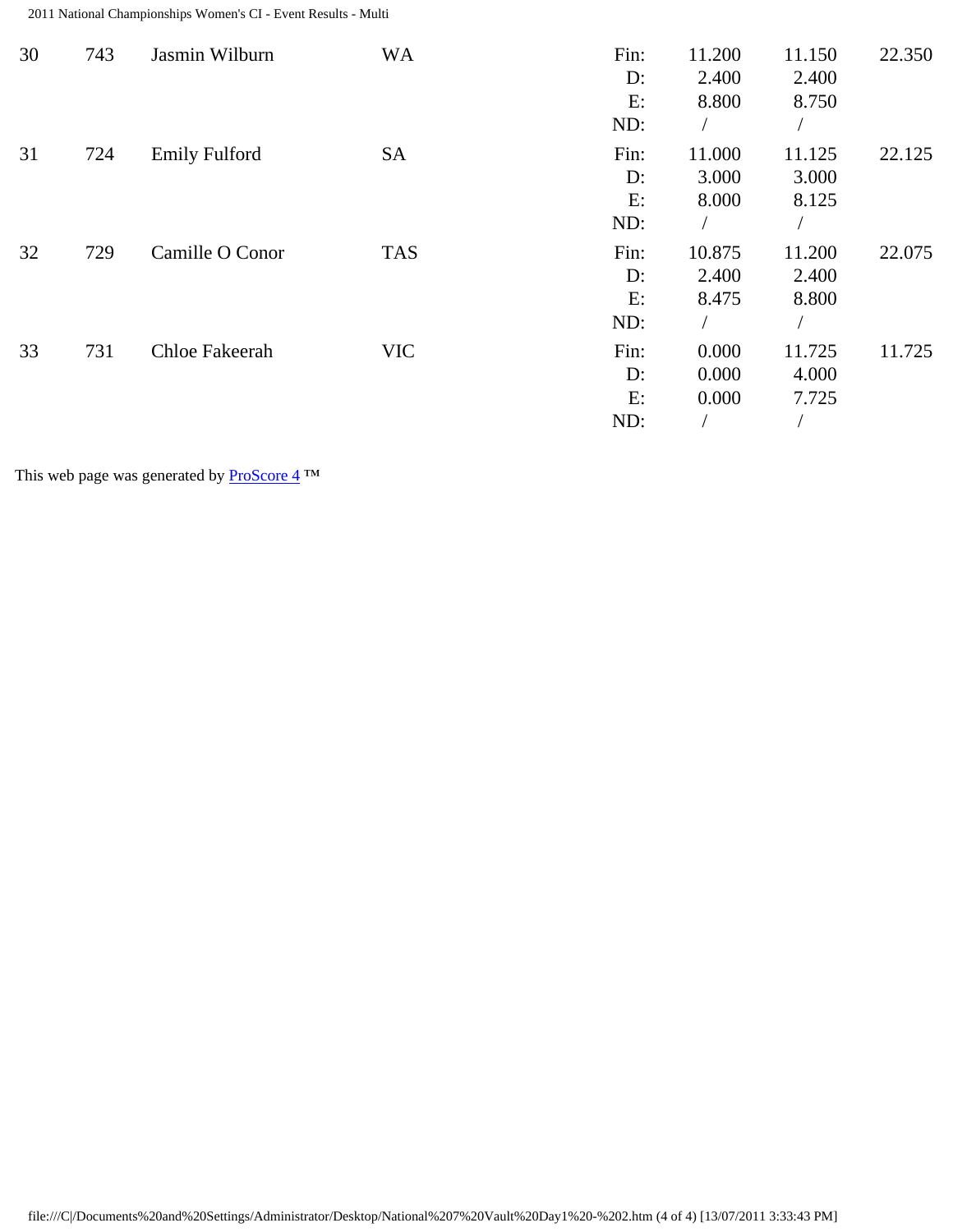| | | | | | | | |
|---|---|---|---|---|---|---|---|
| 30 | 743 | Jasmin Wilburn | WA | Fin: | 11.200 | 11.150 | 22.350 |
| | | | | D: | 2.400 | 2.400 | |
| | | | | E: | 8.800 | 8.750 | |
| | | | | ND: | / | / | |
| 31 | 724 | Emily Fulford | SA | Fin: | 11.000 | 11.125 | 22.125 |
| | | | | D: | 3.000 | 3.000 | |
| | | | | E: | 8.000 | 8.125 | |
| | | | | ND: | / | / | |
| 32 | 729 | Camille O Conor | TAS | Fin: | 10.875 | 11.200 | 22.075 |
| | | | | D: | 2.400 | 2.400 | |
| | | | | E: | 8.475 | 8.800 | |
| | | | | ND: | / | / | |
| 33 | 731 | Chloe Fakeerah | VIC | Fin: | 0.000 | 11.725 | 11.725 |
| | | | | D: | 0.000 | 4.000 | |
| | | | | E: | 0.000 | 7.725 | |
| | | | | ND: | / | / | |

This web page was generated by ProScore 4 ™